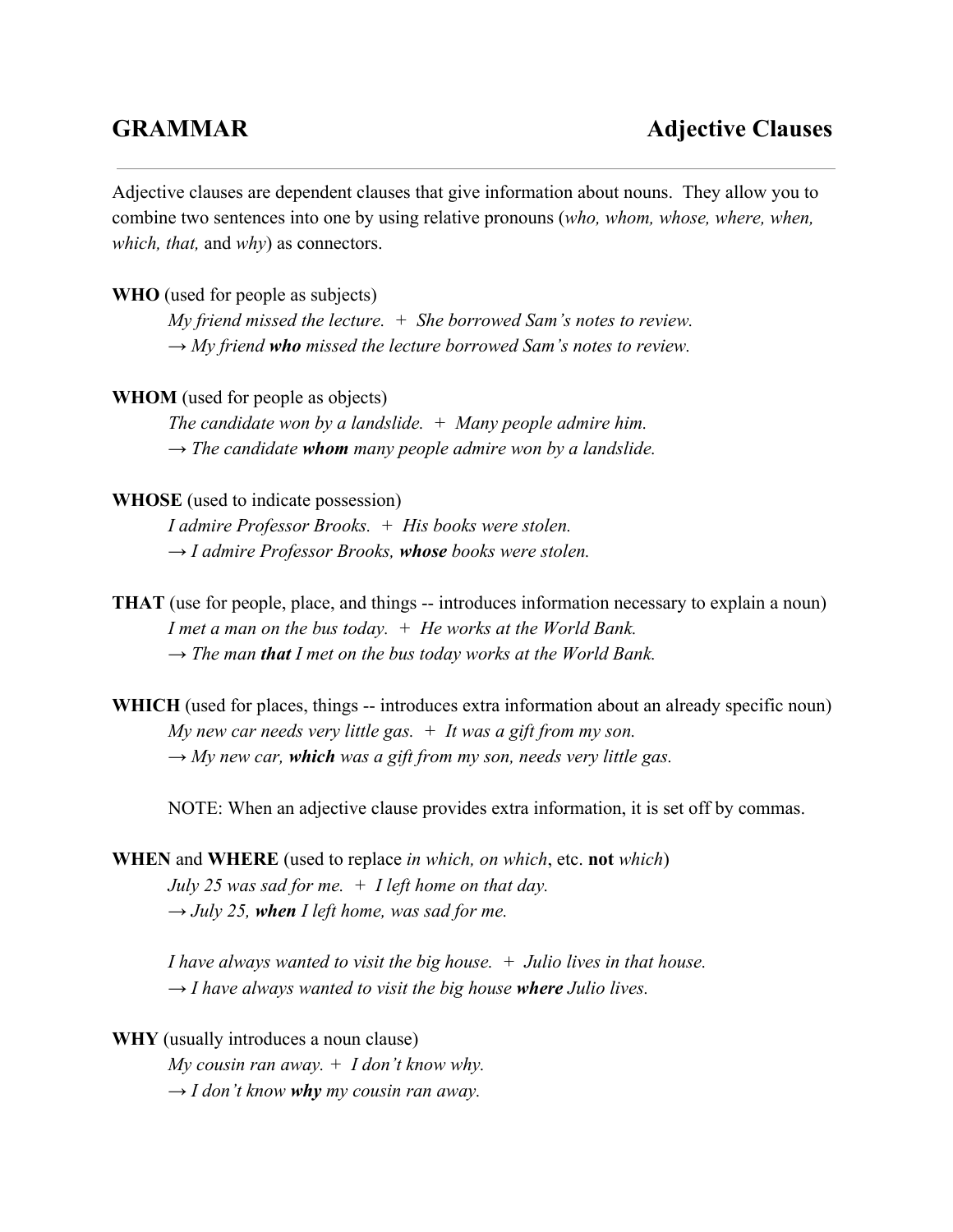# GRAMMAR — Adjective Clauses

Adjective clauses are dependent clauses that give information about nouns. They allow you to combine two sentences into one by using relative pronouns (*who, whom, whose, where, when, which, that,* and *why*) as connectors.

**WHO** (used for people as subjects)

> *My friend missed the lecture. + She borrowed Sam's notes to review.*
> *→ My friend* ***who*** *missed the lecture borrowed Sam's notes to review.*

**WHOM** (used for people as objects)

> *The candidate won by a landslide. + Many people admire him.*
> *→ The candidate* ***whom*** *many people admire won by a landslide.*

**WHOSE** (used to indicate possession)

> *I admire Professor Brooks. + His books were stolen.*
> *→ I admire Professor Brooks,* ***whose*** *books were stolen.*

**THAT** (use for people, place, and things -- introduces information necessary to explain a noun)

> *I met a man on the bus today. + He works at the World Bank.*
> *→ The man* ***that*** *I met on the bus today works at the World Bank.*

**WHICH** (used for places, things -- introduces extra information about an already specific noun)

> *My new car needs very little gas. + It was a gift from my son.*
> *→ My new car,* ***which*** *was a gift from my son, needs very little gas.*
>
> NOTE: When an adjective clause provides extra information, it is set off by commas.

**WHEN** and **WHERE** (used to replace *in which, on which*, etc. **not** *which*)

> *July 25 was sad for me. + I left home on that day.*
> *→ July 25,* ***when*** *I left home, was sad for me.*
>
> *I have always wanted to visit the big house. + Julio lives in that house.*
> *→ I have always wanted to visit the big house* ***where*** *Julio lives.*

**WHY** (usually introduces a noun clause)

> *My cousin ran away. + I don't know why.*
> *→ I don't know* ***why*** *my cousin ran away.*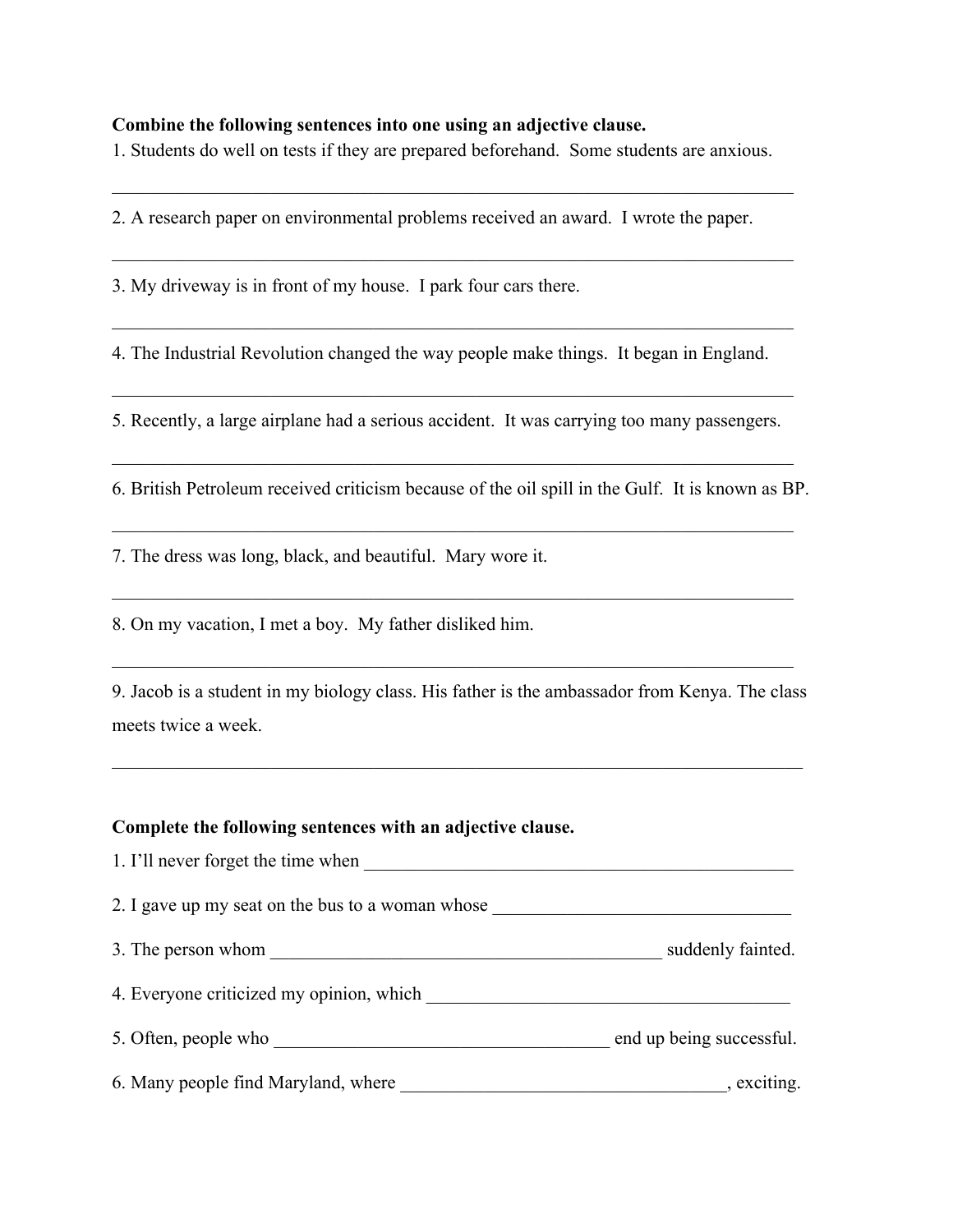**Combine the following sentences into one using an adjective clause.**

1. Students do well on tests if they are prepared beforehand. Some students are anxious.

______________________________________________________________________________

2. A research paper on environmental problems received an award. I wrote the paper.

______________________________________________________________________________

3. My driveway is in front of my house. I park four cars there.

______________________________________________________________________________

4. The Industrial Revolution changed the way people make things. It began in England.

______________________________________________________________________________

5. Recently, a large airplane had a serious accident. It was carrying too many passengers.

______________________________________________________________________________

6. British Petroleum received criticism because of the oil spill in the Gulf. It is known as BP.

______________________________________________________________________________

7. The dress was long, black, and beautiful. Mary wore it.

______________________________________________________________________________

8. On my vacation, I met a boy. My father disliked him.

______________________________________________________________________________

9. Jacob is a student in my biology class. His father is the ambassador from Kenya. The class meets twice a week.

______________________________________________________________________________

**Complete the following sentences with an adjective clause.**

1. I'll never forget the time when ________________________________________________

2. I gave up my seat on the bus to a woman whose ________________________________

3. The person whom ____________________________________________ suddenly fainted.

4. Everyone criticized my opinion, which ________________________________________

5. Often, people who _____________________________________ end up being successful.

6. Many people find Maryland, where __________________________________, exciting.